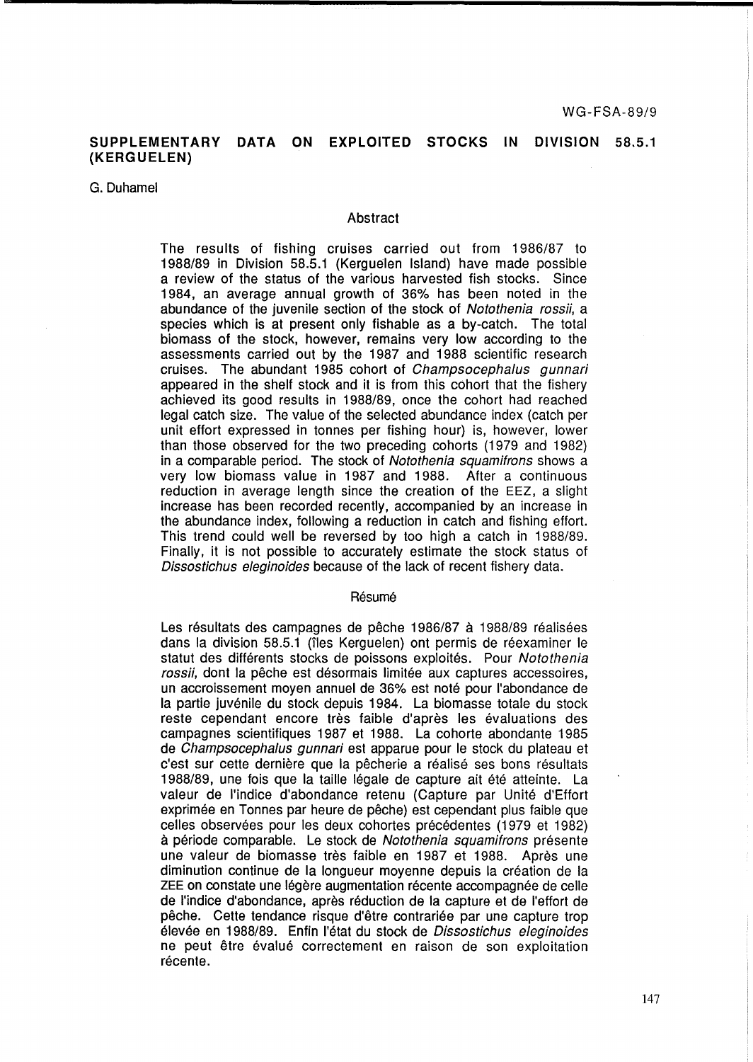WG-FSA-89/9

# SUPPLEMENTARY DATA ON EXPLOITED STOCKS IN DIVISION 58.5.1 (KERGUELEN)

G. Duhamel

## Abstract

The results of fishing cruises carried out from 1986/87 to 1988/89 in Division 58.5.1 (Kerguelen Island) have made possible a review of the status of the various harvested fish stocks. Since 1984, an average annual growth of 36% has been noted in the abundance of the juvenile section of the stock of *Notothenia rossii*, a species which is at present only fishable as a by-catch. The total biomass of the stock, however, remains very low according to the assessments carried out by the 1987 and 1988 scientific research cruises. The abundant 1985 cohort of *Champsocephalus gunnari* appeared in the shelf stock and it is from this cohort that the fishery achieved its good results in 1988/89, once the cohort had reached legal catch size. The value of the selected abundance index (catch per unit effort expressed in tonnes per fishing hour) is, however, lower than those observed for the two preceding cohorts (1979 and 1982) in a comparable period. The stock of *Notothenia squamifrons* shows a very low biomass value in 1987 and 1988. After a continuous reduction in average length since the creation of the EEZ, a slight increase has been recorded recently, accompanied by an increase in the abundance index, following a reduction in catch and fishing effort. This trend could well be reversed by too high a catch in 1988/89. Finally, it is not possible to accurately estimate the stock status of *Dissostichus eleginoides* because of the lack of recent fishery data.

## Résumé

Les résultats des campagnes de pêche 1986/87 à 1988/89 réalisées dans la division 58.5.1 (îles Kerguelen) ont permis de réexaminer le statut des différents stocks de poissons exploités. Pour *Notothenia rossii*, dont la pêche est désormais limitée aux captures accessoires, un accroissement moyen annuel de 36% est noté pour l'abondance de la partie juvénile du stock depuis 1984. La biomasse totale du stock reste cependant encore très faible d'après les évaluations des campagnes scientifiques 1987 et 1988. La cohorte abondante 1985 de *Champsocephalus gunnari* est apparue pour le stock du plateau et c'est sur cette dernière que la pêcherie a réalisé ses bons résultats 1988/89, une fois que la taille légale de capture ait été atteinte. La valeur de l'indice d'abondance retenu (Capture par Unité d'Effort exprimée en Tonnes par heure de pêche) est cependant plus faible que celles observées pour les deux cohortes précédentes (1979 et 1982) à période comparable. Le stock de *Notothenia squamifrons* présente une valeur de biomasse très faible en 1987 et 1988. Après une diminution continue de la longueur moyenne depuis la création de la ZEE on constate une légère augmentation récente accompagnée de celle de l'indice d'abondance, après réduction de la capture et de l'effort de pêche. Cette tendance risque d'être contrariée par une capture trop élevée en 1988/89. Enfin l'état du stock de *Dissostichus eleginoides* ne peut être évalué correctement en raison de son exploitation récente.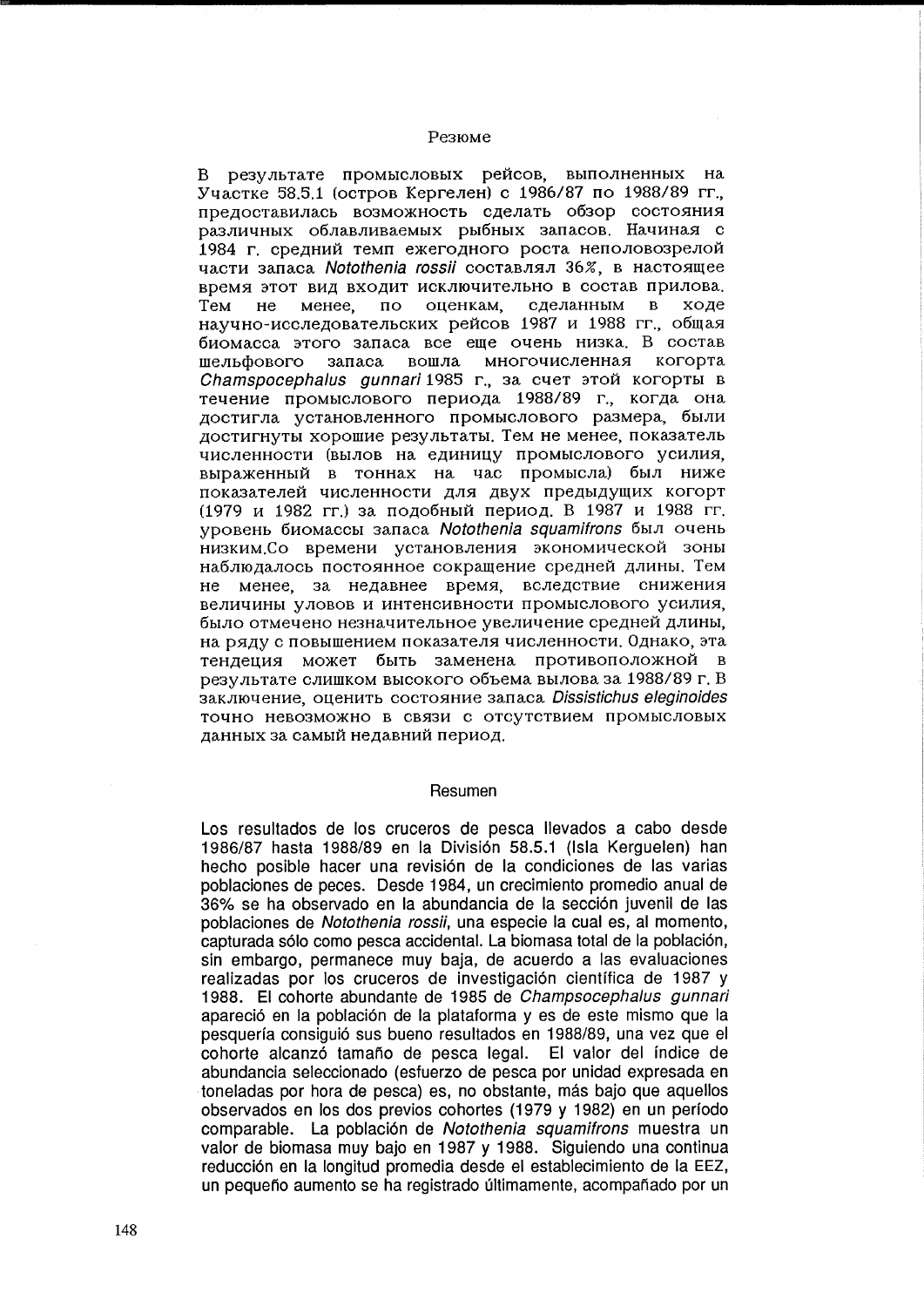## Резюме

В результате промысловых рейсов, выполненных на Участке 58.5.1 (остров Кергелен) с 1986/87 по 1988/89 гг., предоставилась возможность сделать обзор состояния различных облавливаемых рыбных запасов. Начиная с 1984 г. средний темп ежегодного роста неполовозрелой части запаса *Notothenia rossii* составлял 36%, в настоящее время этот вид входит исключительно в состав прилова. Тем не менее, по оценкам, сделанным в ходе научно-исследовательских рейсов 1987 и 1988 гг., общая биомасса этого запаса все еще очень низка. В состав шельфового запаса вошла многочисленная когорта *Chamspocephalus gunnari* 1985 г., за счет этой когорты в течение промыслового периода 1988/89 г., когда она достигла установленного промыслового размера, были достигнуты хорошие результаты. Тем не менее, показатель численности (вылов на единицу промыслового усилия, выраженный в тоннах на час промысла) был ниже показателей численности для двух предыдущих когорт (1979 и 1982 гг.) за подобный период. В 1987 и 1988 гг. уровень биомассы запаса *Notothenia squamifrons* был очень низким.Со времени установления экономической зоны наблюдалось постоянное сокращение средней длины. Тем не менее, за недавнее время, вследствие снижения величины уловов и интенсивности промыслового усилия, было отмечено незначительное увеличение средней длины, на ряду с повышением показателя численности. Однако, эта тенденция может быть заменена противоположной в результате слишком высокого объема вылова за 1988/89 г. В заключение, оценить состояние запаса *Dissistichus eleginoides* точно невозможно в связи с отсутствием промысловых данных за самый недавний период.

## Resumen

Los resultados de los cruceros de pesca llevados a cabo desde 1986/87 hasta 1988/89 en la División 58.5.1 (Isla Kerguelen) han hecho posible hacer una revisión de la condiciones de las varias poblaciones de peces. Desde 1984, un crecimiento promedio anual de 36% se ha observado en la abundancia de la sección juvenil de las poblaciones de *Notothenia rossii*, una especie la cual es, al momento, capturada sólo como pesca accidental. La biomasa total de la población, sin embargo, permanece muy baja, de acuerdo a las evaluaciones realizadas por los cruceros de investigación científica de 1987 y 1988. El cohorte abundante de 1985 de *Champsocephalus gunnari* apareció en la población de la plataforma y es de este mismo que la pesquería consiguió sus bueno resultados en 1988/89, una vez que el cohorte alcanzó tamaño de pesca legal. El valor del índice de abundancia seleccionado (esfuerzo de pesca por unidad expresada en toneladas por hora de pesca) es, no obstante, más bajo que aquellos observados en los dos previos cohortes (1979 y 1982) en un período comparable. La población de *Notothenia squamifrons* muestra un valor de biomasa muy bajo en 1987 y 1988. Siguiendo una continua reducción en la longitud promedia desde el establecimiento de la EEZ, un pequeño aumento se ha registrado últimamente, acompañado por un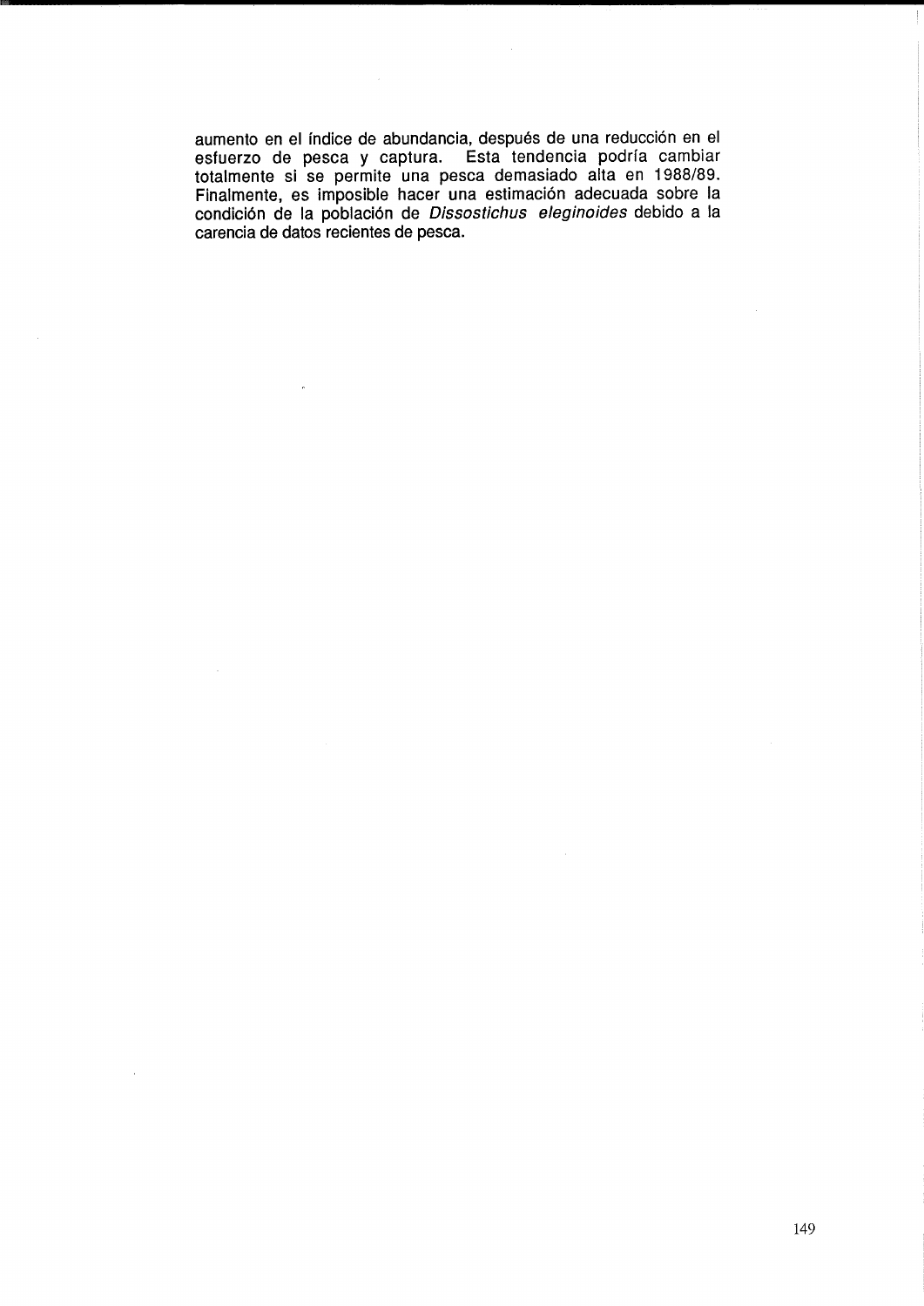aumento en el índice de abundancia, después de una reducción en el esfuerzo de pesca y captura. Esta tendencia podría cambiar totalmente si se permite una pesca demasiado alta en 1988/89. Finalmente, es imposible hacer una estimación adecuada sobre la condición de la población de *Dissostichus eleginoides* debido a la carencia de datos recientes de pesca.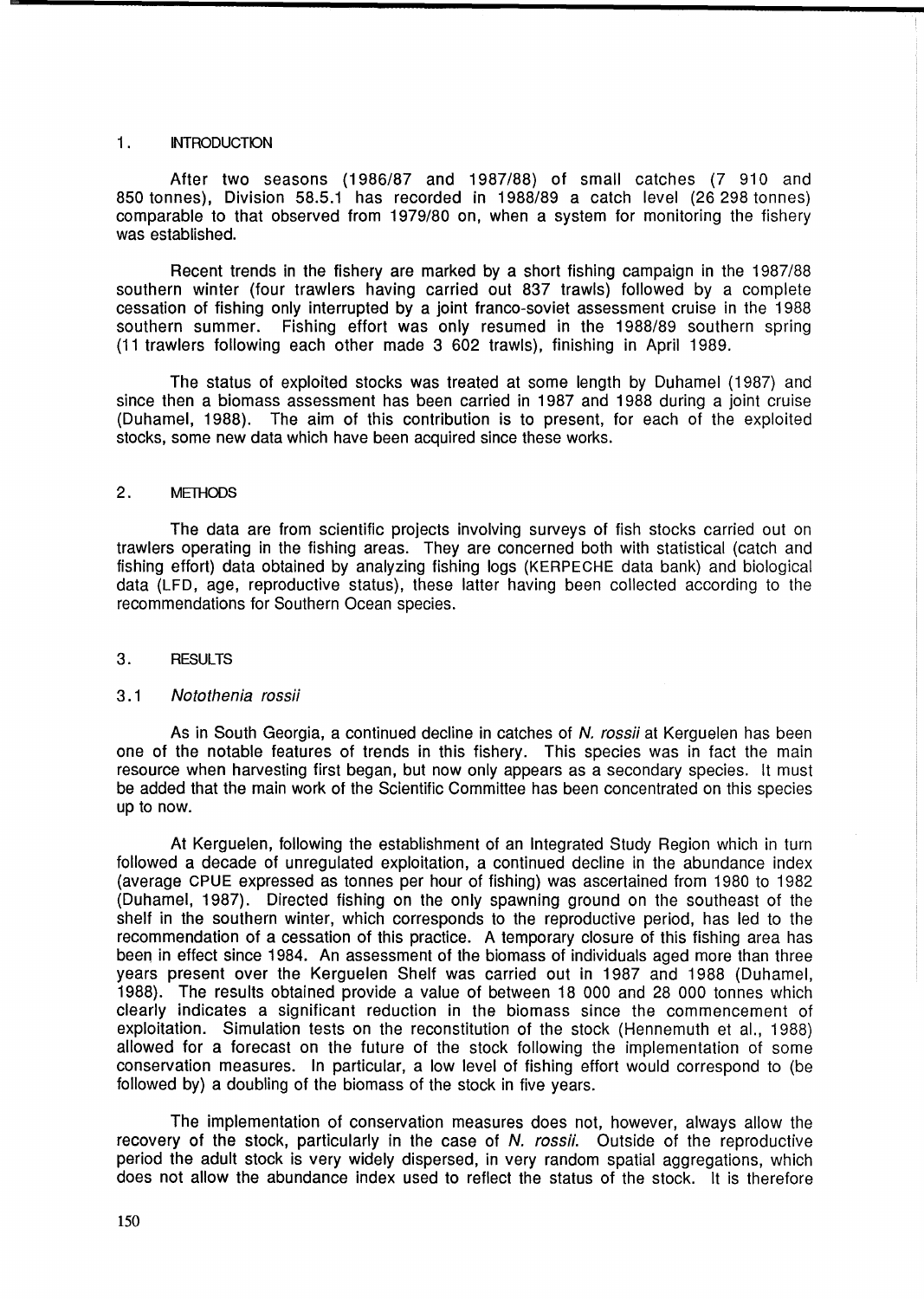## 1. INTRODUCTION

After two seasons (1986/87 and 1987/88) of small catches (7 910 and 850 tonnes), Division 58.5.1 has recorded in 1988/89 a catch level (26 298 tonnes) comparable to that observed from 1979/80 on, when a system for monitoring the fishery was established.

Recent trends in the fishery are marked by a short fishing campaign in the 1987/88 southern winter (four trawlers having carried out 837 trawls) followed by a complete cessation of fishing only interrupted by a joint franco-soviet assessment cruise in the 1988 southern summer. Fishing effort was only resumed in the 1988/89 southern spring (11 trawlers following each other made 3 602 trawls), finishing in April 1989.

The status of exploited stocks was treated at some length by Duhamel (1987) and since then a biomass assessment has been carried in 1987 and 1988 during a joint cruise (Duhamel, 1988). The aim of this contribution is to present, for each of the exploited stocks, some new data which have been acquired since these works.

## 2. METHODS

The data are from scientific projects involving surveys of fish stocks carried out on trawlers operating in the fishing areas. They are concerned both with statistical (catch and fishing effort) data obtained by analyzing fishing logs (KERPECHE data bank) and biological data (LFD, age, reproductive status), these latter having been collected according to the recommendations for Southern Ocean species.

## 3. RESULTS

### 3.1 *Notothenia rossii*

As in South Georgia, a continued decline in catches of *N. rossii* at Kerguelen has been one of the notable features of trends in this fishery. This species was in fact the main resource when harvesting first began, but now only appears as a secondary species. It must be added that the main work of the Scientific Committee has been concentrated on this species up to now.

At Kerguelen, following the establishment of an Integrated Study Region which in turn followed a decade of unregulated exploitation, a continued decline in the abundance index (average CPUE expressed as tonnes per hour of fishing) was ascertained from 1980 to 1982 (Duhamel, 1987). Directed fishing on the only spawning ground on the southeast of the shelf in the southern winter, which corresponds to the reproductive period, has led to the recommendation of a cessation of this practice. A temporary closure of this fishing area has been in effect since 1984. An assessment of the biomass of individuals aged more than three years present over the Kerguelen Shelf was carried out in 1987 and 1988 (Duhamel, 1988). The results obtained provide a value of between 18 000 and 28 000 tonnes which clearly indicates a significant reduction in the biomass since the commencement of exploitation. Simulation tests on the reconstitution of the stock (Hennemuth et al., 1988) allowed for a forecast on the future of the stock following the implementation of some conservation measures. In particular, a low level of fishing effort would correspond to (be followed by) a doubling of the biomass of the stock in five years.

The implementation of conservation measures does not, however, always allow the recovery of the stock, particularly in the case of *N. rossii*. Outside of the reproductive period the adult stock is very widely dispersed, in very random spatial aggregations, which does not allow the abundance index used to reflect the status of the stock. It is therefore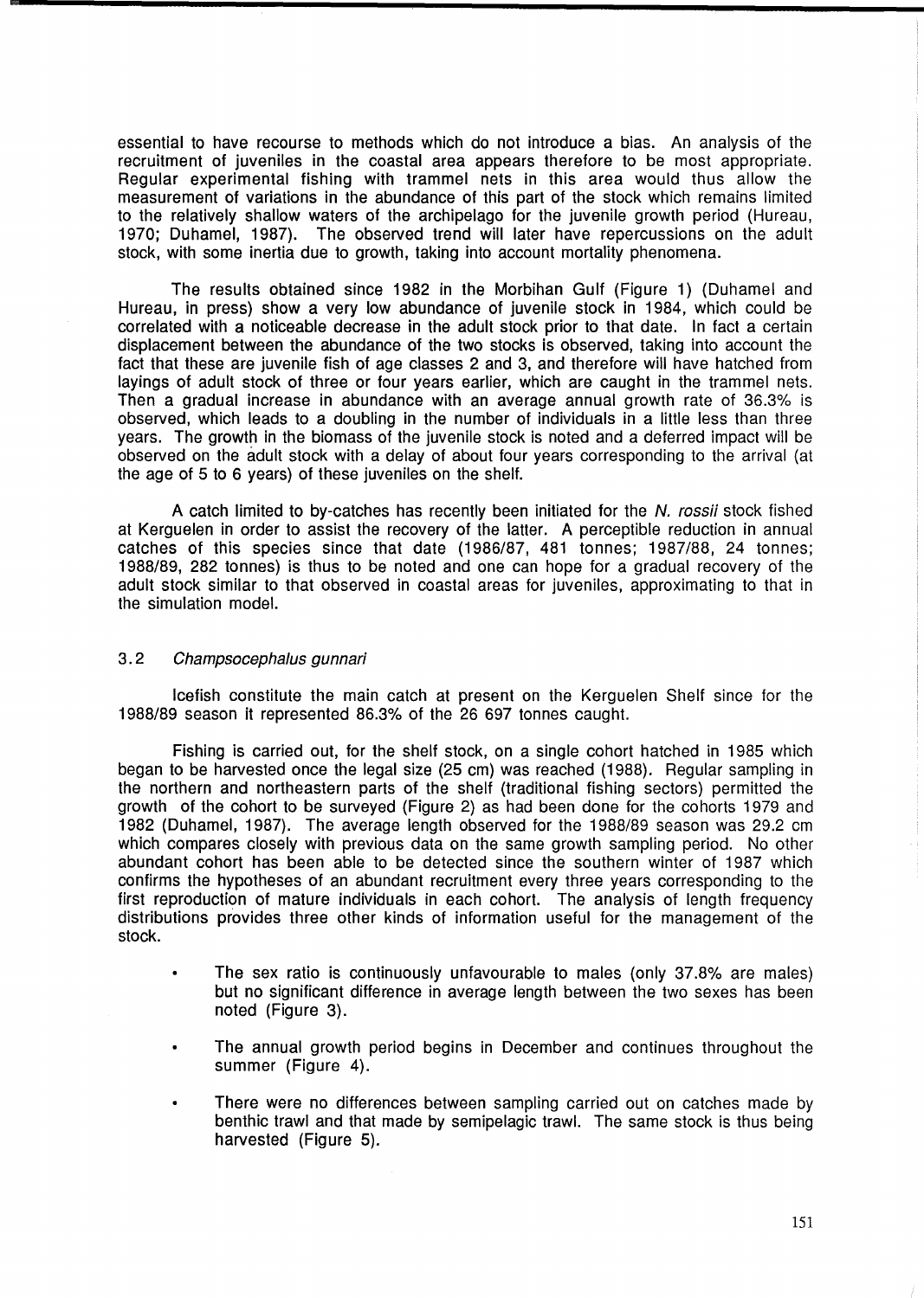essential to have recourse to methods which do not introduce a bias. An analysis of the recruitment of juveniles in the coastal area appears therefore to be most appropriate. Regular experimental fishing with trammel nets in this area would thus allow the measurement of variations in the abundance of this part of the stock which remains limited to the relatively shallow waters of the archipelago for the juvenile growth period (Hureau, 1970; Duhamel, 1987). The observed trend will later have repercussions on the adult stock, with some inertia due to growth, taking into account mortality phenomena.

The results obtained since 1982 in the Morbihan Gulf (Figure 1) (Duhamel and Hureau, in press) show a very low abundance of juvenile stock in 1984, which could be correlated with a noticeable decrease in the adult stock prior to that date. In fact a certain displacement between the abundance of the two stocks is observed, taking into account the fact that these are juvenile fish of age classes 2 and 3, and therefore will have hatched from layings of adult stock of three or four years earlier, which are caught in the trammel nets. Then a gradual increase in abundance with an average annual growth rate of 36.3% is observed, which leads to a doubling in the number of individuals in a little less than three years. The growth in the biomass of the juvenile stock is noted and a deferred impact will be observed on the adult stock with a delay of about four years corresponding to the arrival (at the age of 5 to 6 years) of these juveniles on the shelf.

A catch limited to by-catches has recently been initiated for the *N. rossii* stock fished at Kerguelen in order to assist the recovery of the latter. A perceptible reduction in annual catches of this species since that date (1986/87, 481 tonnes; 1987/88, 24 tonnes; 1988/89, 282 tonnes) is thus to be noted and one can hope for a gradual recovery of the adult stock similar to that observed in coastal areas for juveniles, approximating to that in the simulation model.

### 3.2 *Champsocephalus gunnari*

Icefish constitute the main catch at present on the Kerguelen Shelf since for the 1988/89 season it represented 86.3% of the 26 697 tonnes caught.

Fishing is carried out, for the shelf stock, on a single cohort hatched in 1985 which began to be harvested once the legal size (25 cm) was reached (1988). Regular sampling in the northern and northeastern parts of the shelf (traditional fishing sectors) permitted the growth of the cohort to be surveyed (Figure 2) as had been done for the cohorts 1979 and 1982 (Duhamel, 1987). The average length observed for the 1988/89 season was 29.2 cm which compares closely with previous data on the same growth sampling period. No other abundant cohort has been able to be detected since the southern winter of 1987 which confirms the hypotheses of an abundant recruitment every three years corresponding to the first reproduction of mature individuals in each cohort. The analysis of length frequency distributions provides three other kinds of information useful for the management of the stock.

- The sex ratio is continuously unfavourable to males (only 37.8% are males) but no significant difference in average length between the two sexes has been noted (Figure 3).
- The annual growth period begins in December and continues throughout the summer (Figure 4).
- There were no differences between sampling carried out on catches made by benthic trawl and that made by semipelagic trawl. The same stock is thus being harvested (Figure 5).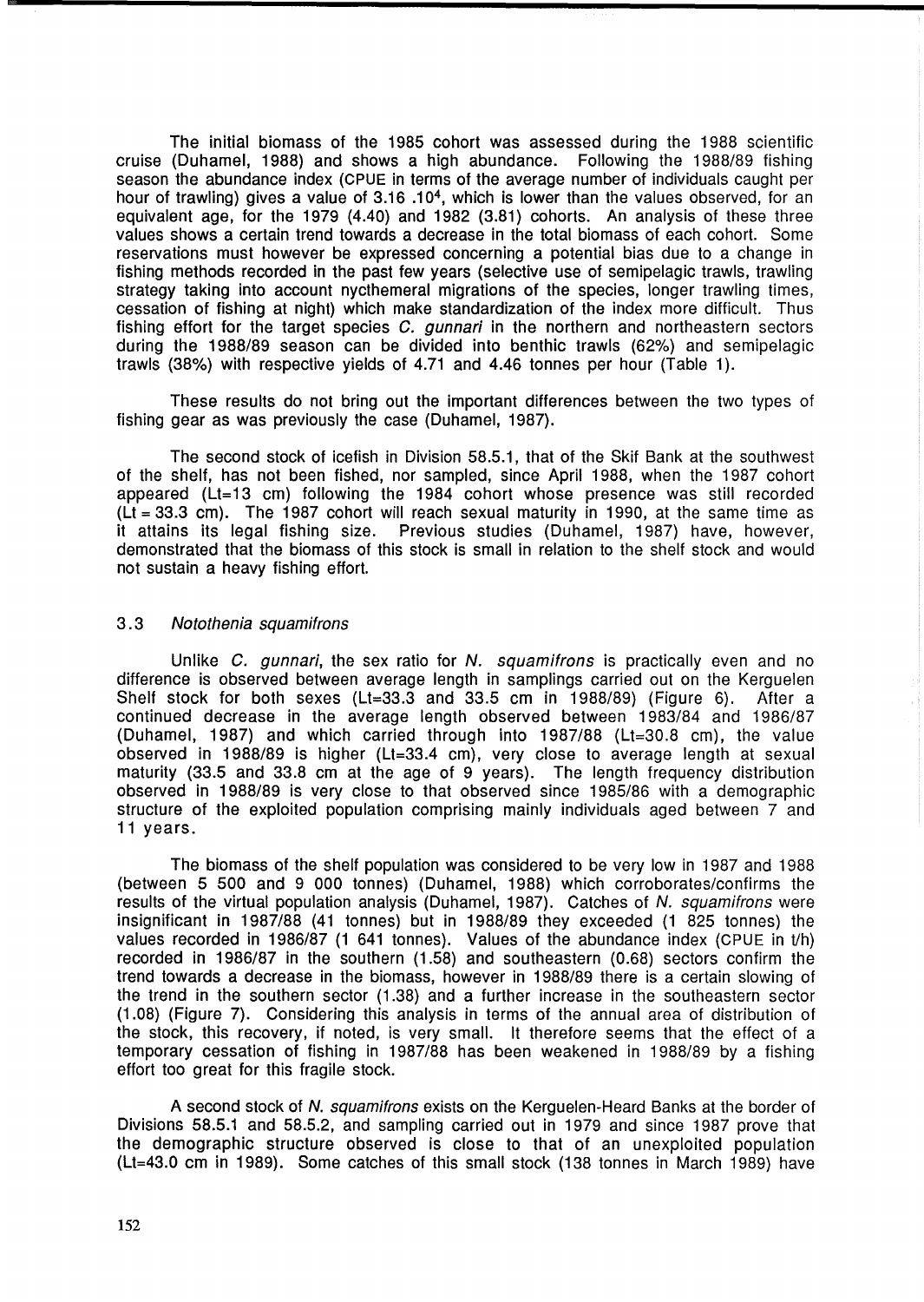The initial biomass of the 1985 cohort was assessed during the 1988 scientific cruise (Duhamel, 1988) and shows a high abundance. Following the 1988/89 fishing season the abundance index (CPUE in terms of the average number of individuals caught per hour of trawling) gives a value of $3.16 \cdot 10^4$, which is lower than the values observed, for an equivalent age, for the 1979 (4.40) and 1982 (3.81) cohorts. An analysis of these three values shows a certain trend towards a decrease in the total biomass of each cohort. Some reservations must however be expressed concerning a potential bias due to a change in fishing methods recorded in the past few years (selective use of semipelagic trawls, trawling strategy taking into account nycthemeral migrations of the species, longer trawling times, cessation of fishing at night) which make standardization of the index more difficult. Thus fishing effort for the target species *C. gunnari* in the northern and northeastern sectors during the 1988/89 season can be divided into benthic trawls (62%) and semipelagic trawls (38%) with respective yields of 4.71 and 4.46 tonnes per hour (Table 1).

These results do not bring out the important differences between the two types of fishing gear as was previously the case (Duhamel, 1987).

The second stock of icefish in Division 58.5.1, that of the Skif Bank at the southwest of the shelf, has not been fished, nor sampled, since April 1988, when the 1987 cohort appeared (Lt=13 cm) following the 1984 cohort whose presence was still recorded (Lt = 33.3 cm). The 1987 cohort will reach sexual maturity in 1990, at the same time as it attains its legal fishing size. Previous studies (Duhamel, 1987) have, however, demonstrated that the biomass of this stock is small in relation to the shelf stock and would not sustain a heavy fishing effort.

### 3.3 *Notothenia squamifrons*

Unlike *C. gunnari*, the sex ratio for *N. squamifrons* is practically even and no difference is observed between average length in samplings carried out on the Kerguelen Shelf stock for both sexes (Lt=33.3 and 33.5 cm in 1988/89) (Figure 6). After a continued decrease in the average length observed between 1983/84 and 1986/87 (Duhamel, 1987) and which carried through into 1987/88 (Lt=30.8 cm), the value observed in 1988/89 is higher (Lt=33.4 cm), very close to average length at sexual maturity (33.5 and 33.8 cm at the age of 9 years). The length frequency distribution observed in 1988/89 is very close to that observed since 1985/86 with a demographic structure of the exploited population comprising mainly individuals aged between 7 and 11 years.

The biomass of the shelf population was considered to be very low in 1987 and 1988 (between 5 500 and 9 000 tonnes) (Duhamel, 1988) which corroborates/confirms the results of the virtual population analysis (Duhamel, 1987). Catches of *N. squamifrons* were insignificant in 1987/88 (41 tonnes) but in 1988/89 they exceeded (1 825 tonnes) the values recorded in 1986/87 (1 641 tonnes). Values of the abundance index (CPUE in t/h) recorded in 1986/87 in the southern (1.58) and southeastern (0.68) sectors confirm the trend towards a decrease in the biomass, however in 1988/89 there is a certain slowing of the trend in the southern sector (1.38) and a further increase in the southeastern sector (1.08) (Figure 7). Considering this analysis in terms of the annual area of distribution of the stock, this recovery, if noted, is very small. It therefore seems that the effect of a temporary cessation of fishing in 1987/88 has been weakened in 1988/89 by a fishing effort too great for this fragile stock.

A second stock of *N. squamifrons* exists on the Kerguelen-Heard Banks at the border of Divisions 58.5.1 and 58.5.2, and sampling carried out in 1979 and since 1987 prove that the demographic structure observed is close to that of an unexploited population (Lt=43.0 cm in 1989). Some catches of this small stock (138 tonnes in March 1989) have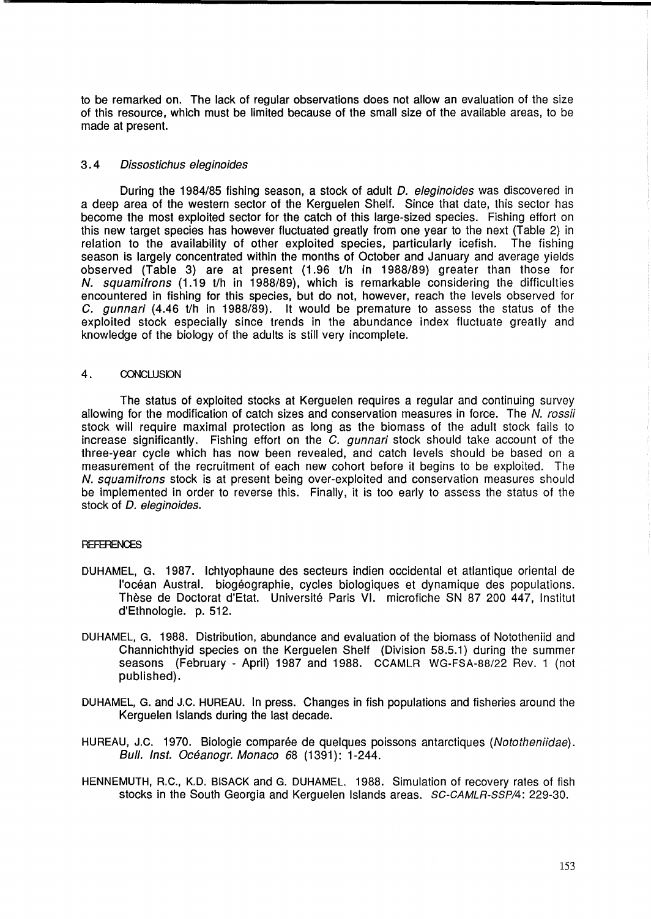to be remarked on. The lack of regular observations does not allow an evaluation of the size of this resource, which must be limited because of the small size of the available areas, to be made at present.

### 3.4 *Dissostichus eleginoides*

During the 1984/85 fishing season, a stock of adult *D. eleginoides* was discovered in a deep area of the western sector of the Kerguelen Shelf. Since that date, this sector has become the most exploited sector for the catch of this large-sized species. Fishing effort on this new target species has however fluctuated greatly from one year to the next (Table 2) in relation to the availability of other exploited species, particularly icefish. The fishing season is largely concentrated within the months of October and January and average yields observed (Table 3) are at present (1.96 t/h in 1988/89) greater than those for *N. squamifrons* (1.19 t/h in 1988/89), which is remarkable considering the difficulties encountered in fishing for this species, but do not, however, reach the levels observed for *C. gunnari* (4.46 t/h in 1988/89). It would be premature to assess the status of the exploited stock especially since trends in the abundance index fluctuate greatly and knowledge of the biology of the adults is still very incomplete.

## 4. CONCLUSION

The status of exploited stocks at Kerguelen requires a regular and continuing survey allowing for the modification of catch sizes and conservation measures in force. The *N. rossii* stock will require maximal protection as long as the biomass of the adult stock fails to increase significantly. Fishing effort on the *C. gunnari* stock should take account of the three-year cycle which has now been revealed, and catch levels should be based on a measurement of the recruitment of each new cohort before it begins to be exploited. The *N. squamifrons* stock is at present being over-exploited and conservation measures should be implemented in order to reverse this. Finally, it is too early to assess the status of the stock of *D. eleginoides*.

## REFERENCES

DUHAMEL, G. 1987. Ichtyophaune des secteurs indien occidental et atlantique oriental de l'océan Austral. biogéographie, cycles biologiques et dynamique des populations. Thèse de Doctorat d'Etat. Université Paris VI. microfiche SN 87 200 447, Institut d'Ethnologie. p. 512.

DUHAMEL, G. 1988. Distribution, abundance and evaluation of the biomass of Nototheniid and Channichthyid species on the Kerguelen Shelf (Division 58.5.1) during the summer seasons (February - April) 1987 and 1988. CCAMLR WG-FSA-88/22 Rev. 1 (not published).

DUHAMEL, G. and J.C. HUREAU. In press. Changes in fish populations and fisheries around the Kerguelen Islands during the last decade.

HUREAU, J.C. 1970. Biologie comparée de quelques poissons antarctiques (*Nototheniidae*). *Bull. Inst. Océanogr. Monaco* 68 (1391): 1-244.

HENNEMUTH, R.C., K.D. BISACK and G. DUHAMEL. 1988. Simulation of recovery rates of fish stocks in the South Georgia and Kerguelen Islands areas. *SC-CAMLR-SSP/4*: 229-30.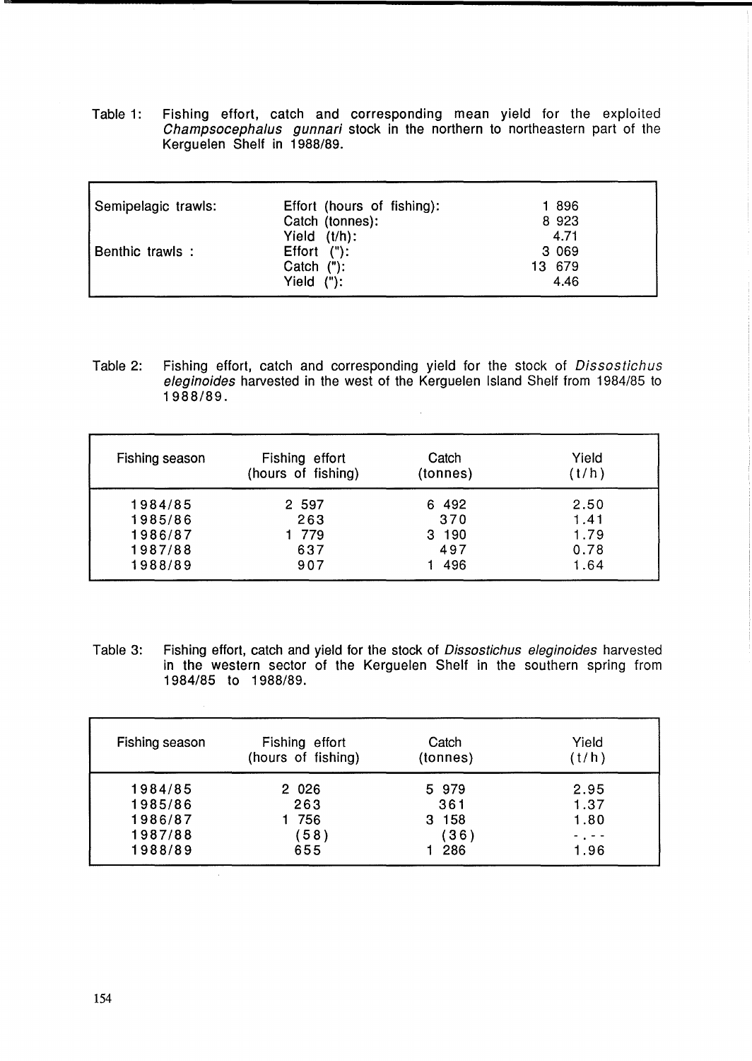Table 1: Fishing effort, catch and corresponding mean yield for the exploited *Champsocephalus gunnari* stock in the northern to northeastern part of the Kerguelen Shelf in 1988/89.

| | | |
|---|---|---|
| Semipelagic trawls: | Effort (hours of fishing): | 1 896 |
| | Catch (tonnes): | 8 923 |
| | Yield (t/h): | 4.71 |
| Benthic trawls : | Effort ("): | 3 069 |
| | Catch ("): | 13 679 |
| | Yield ("): | 4.46 |

Table 2: Fishing effort, catch and corresponding yield for the stock of *Dissostichus eleginoides* harvested in the west of the Kerguelen Island Shelf from 1984/85 to 1988/89.

| Fishing season | Fishing effort (hours of fishing) | Catch (tonnes) | Yield (t/h) |
|---|---|---|---|
| 1984/85 | 2 597 | 6 492 | 2.50 |
| 1985/86 | 263 | 370 | 1.41 |
| 1986/87 | 1 779 | 3 190 | 1.79 |
| 1987/88 | 637 | 497 | 0.78 |
| 1988/89 | 907 | 1 496 | 1.64 |

Table 3: Fishing effort, catch and yield for the stock of *Dissostichus eleginoides* harvested in the western sector of the Kerguelen Shelf in the southern spring from 1984/85 to 1988/89.

| Fishing season | Fishing effort (hours of fishing) | Catch (tonnes) | Yield (t/h) |
|---|---|---|---|
| 1984/85 | 2 026 | 5 979 | 2.95 |
| 1985/86 | 263 | 361 | 1.37 |
| 1986/87 | 1 756 | 3 158 | 1.80 |
| 1987/88 | (58) | (36) | -.-- |
| 1988/89 | 655 | 1 286 | 1.96 |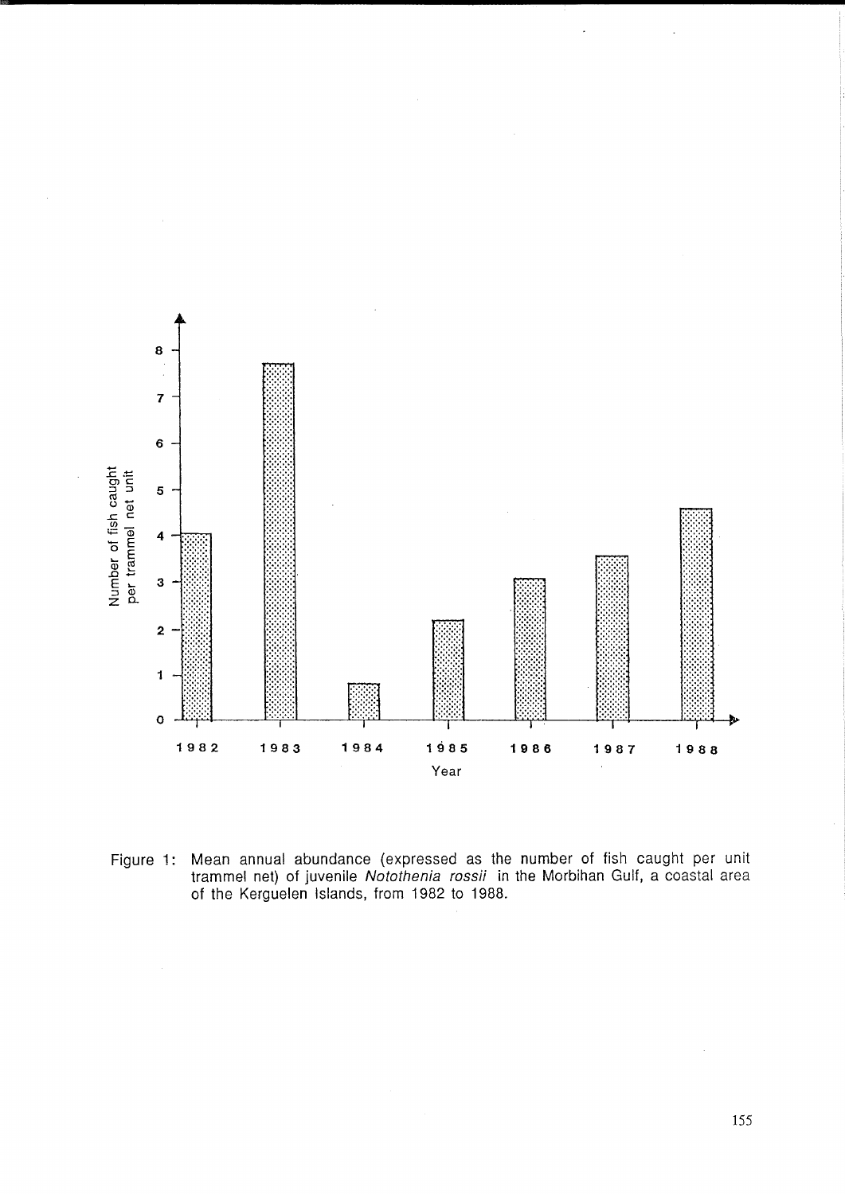Number of fish caught per trammel net unit

8
7
6
5
4
3
2
1
0

1982 1983 1984 1985 1986 1987 1988

Year

Figure 1: Mean annual abundance (expressed as the number of fish caught per unit trammel net) of juvenile *Notothenia rossii* in the Morbihan Gulf, a coastal area of the Kerguelen Islands, from 1982 to 1988.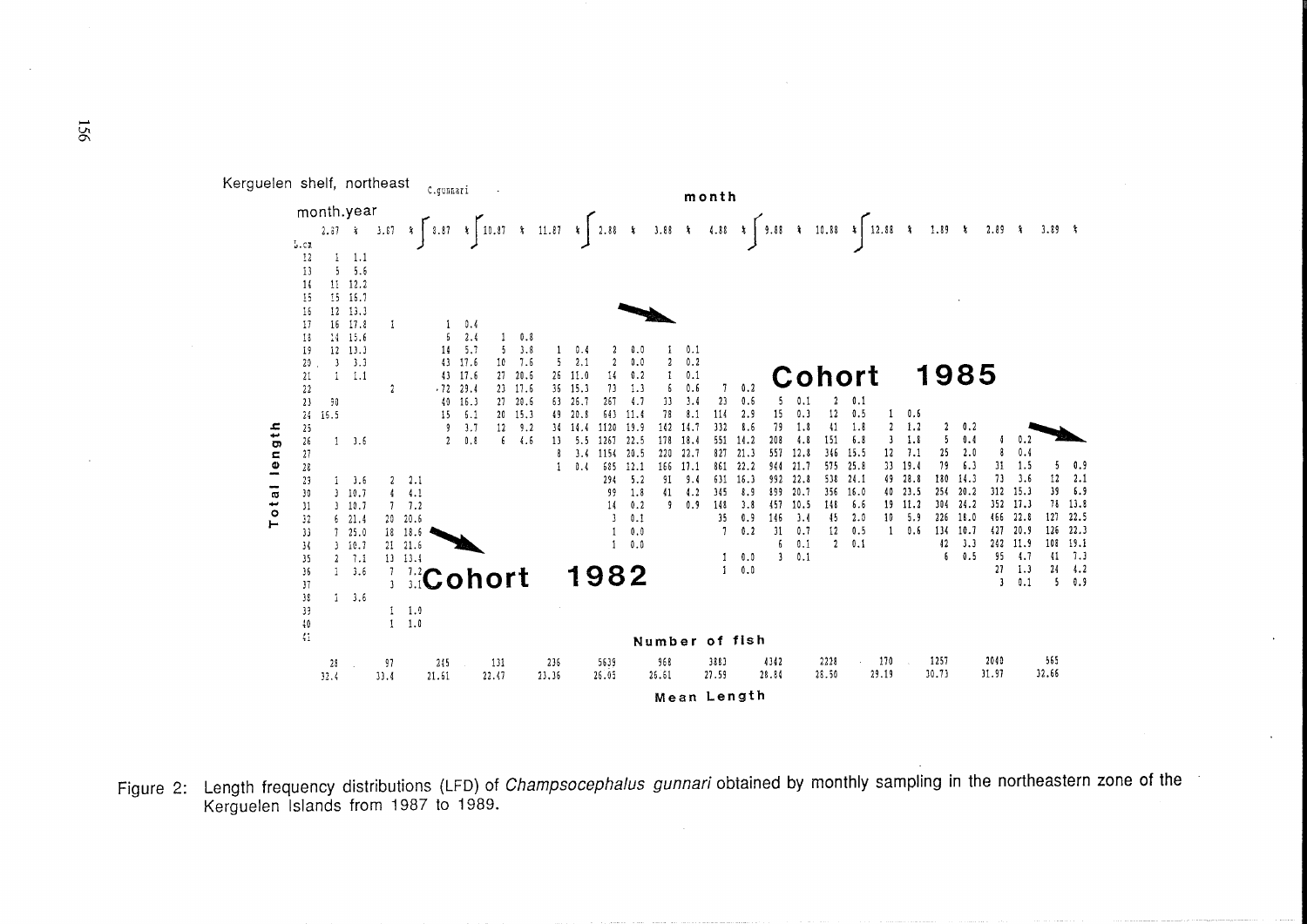Kerguelen shelf, northeast

C.gunnari

month

month.year

2.87 % 3.87 % 8.87 % 10.87 % 11.87 % 2.88 % 3.88 % 4.88 % 9.88 % 10.88 % 12.88 % 1.89 % 2.89 % 3.89 %

L.cm

Cohort 1985

Cohort 1982

Total length

Number of fish

28 97 245 131 236 5639 968 3883 4342 2228 170 1257 2040 565

32.4 33.4 21.61 22.47 23.36 26.05 26.61 27.59 28.84 28.50 29.19 30.73 31.97 32.66

Mean Length

Figure 2: Length frequency distributions (LFD) of *Champsocephalus gunnari* obtained by monthly sampling in the northeastern zone of the Kerguelen Islands from 1987 to 1989.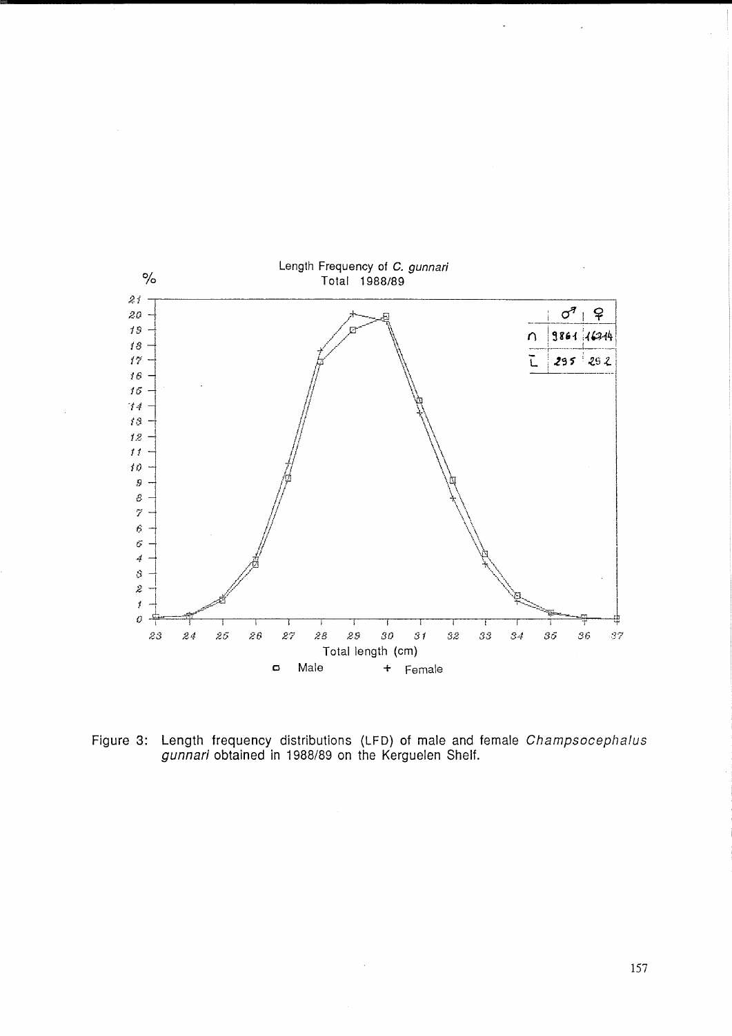Length Frequency of *C. gunnari*
Total 1988/89

%

21
20
19
18
17
16
15
14
13
12
11
10
9
8
7
6
5
4
3
2
1
0

23 24 25 26 27 28 29 30 31 32 33 34 35 36 37

Total length (cm)

Male + Female

♂ | ♀
n 9861 | 16344
L̄ 29.5 | 29.2

Figure 3: Length frequency distributions (LFD) of male and female *Champsocephalus gunnari* obtained in 1988/89 on the Kerguelen Shelf.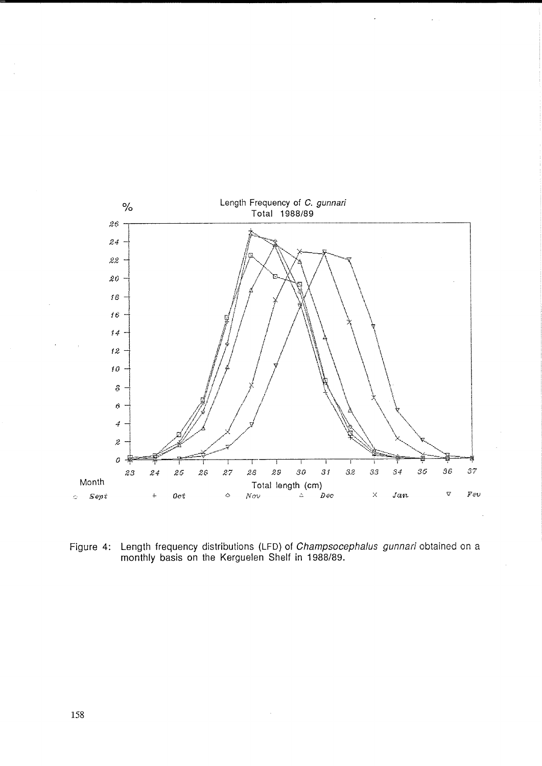Length Frequency of *C. gunnari*
Total 1988/89

%

26
24
22
20
18
16
14
12
10
8
6
4
2
0

23 24 25 26 27 28 29 30 31 32 33 34 35 36 37

Total length (cm)

Month

Sept + Oct ◇ Nov △ Dec × Jan ▽ Fev

Figure 4: Length frequency distributions (LFD) of *Champsocephalus gunnari* obtained on a monthly basis on the Kerguelen Shelf in 1988/89.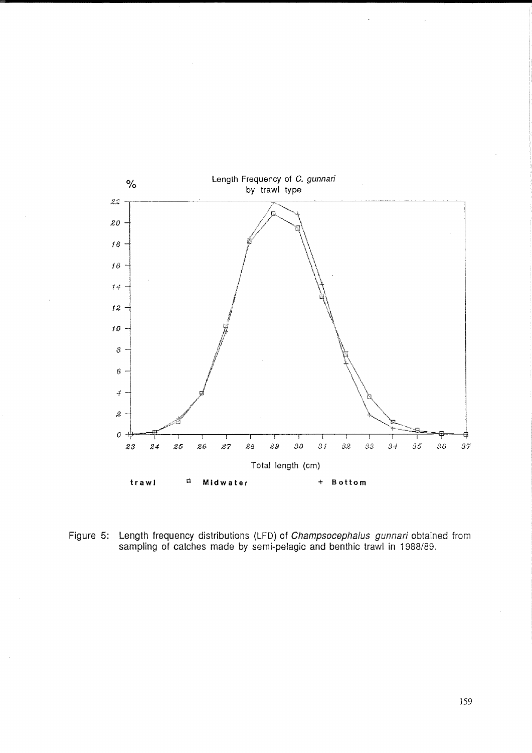Length Frequency of *C. gunnari*
by trawl type

%

22
20
18
16
14
12
10
8
6
4
2
0

23 24 25 26 27 28 29 30 31 32 33 34 35 36 37

Total length (cm)

trawl □ Midwater + Bottom

Figure 5: Length frequency distributions (LFD) of *Champsocephalus gunnari* obtained from sampling of catches made by semi-pelagic and benthic trawl in 1988/89.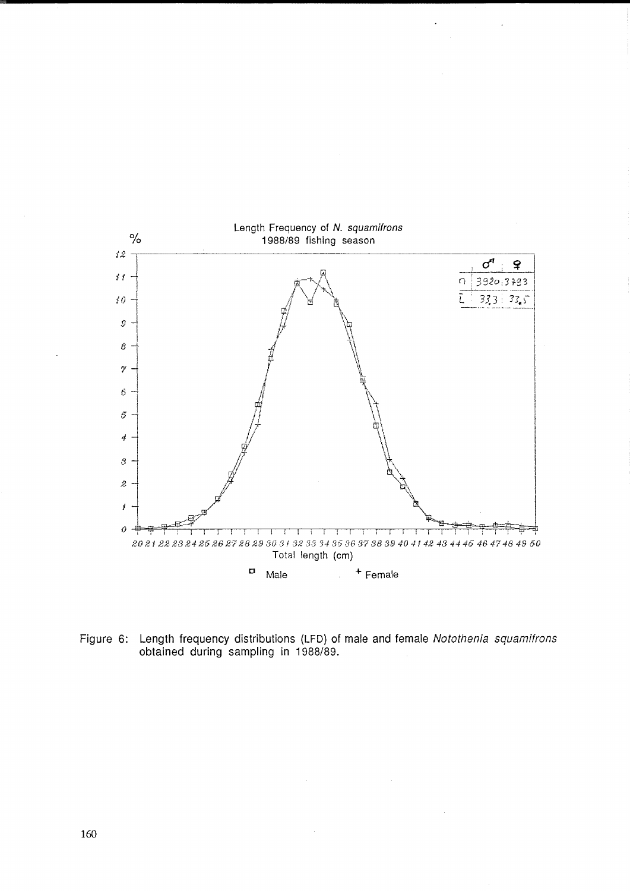Length Frequency of *N. squamifrons*
1988/89 fishing season

%

12
11
10
9
8
7
6
5
4
3
2
1
0

♂ ♀
n 3920 : 3723
$\bar{L}$ 33.3 : 33.5

20 21 22 23 24 25 26 27 28 29 30 31 32 33 34 35 36 37 38 39 40 41 42 43 44 45 46 47 48 49 50

Total length (cm)

□ Male + Female

Figure 6: Length frequency distributions (LFD) of male and female *Notothenia squamifrons* obtained during sampling in 1988/89.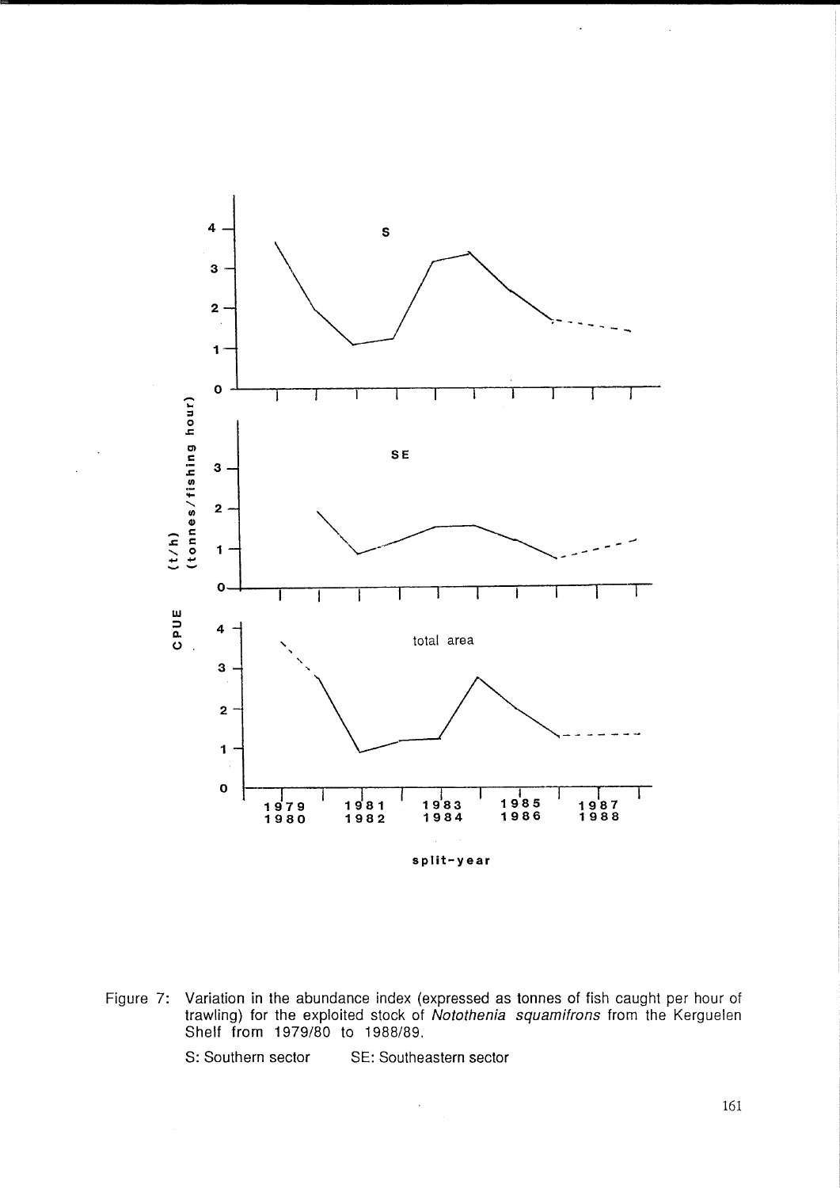CPUE

(t/h)
(tonnes/fishing hour)

S

4
3
2
1
0

SE

3
2
1
0

total area

4
3
2
1
0

1979
1980

1981
1982

1983
1984

1985
1986

1987
1988

split-year

Figure 7: Variation in the abundance index (expressed as tonnes of fish caught per hour of trawling) for the exploited stock of *Notothenia squamifrons* from the Kerguelen Shelf from 1979/80 to 1988/89.

S: Southern sector SE: Southeastern sector